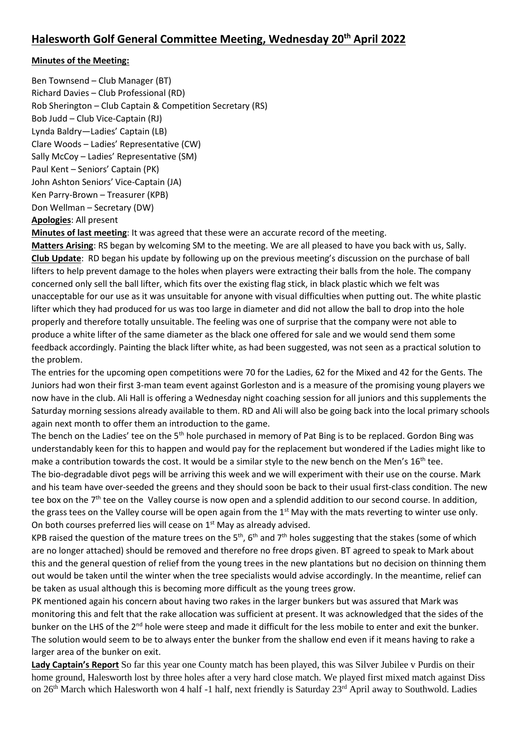# Halesworth Golf General Committee Meeting, Wednesday 20th April 2022

**Minutes of the Meeting:**

Ben Townsend – Club Manager (BT)
Richard Davies – Club Professional (RD)
Rob Sherington – Club Captain & Competition Secretary (RS)
Bob Judd – Club Vice-Captain (RJ)
Lynda Baldry—Ladies' Captain (LB)
Clare Woods – Ladies' Representative (CW)
Sally McCoy – Ladies' Representative (SM)
Paul Kent – Seniors' Captain (PK)
John Ashton Seniors' Vice-Captain (JA)
Ken Parry-Brown – Treasurer (KPB)
Don Wellman – Secretary (DW)

**Apologies**: All present

**Minutes of last meeting**: It was agreed that these were an accurate record of the meeting.

**Matters Arising**: RS began by welcoming SM to the meeting. We are all pleased to have you back with us, Sally.

**Club Update**: RD began his update by following up on the previous meeting's discussion on the purchase of ball lifters to help prevent damage to the holes when players were extracting their balls from the hole. The company concerned only sell the ball lifter, which fits over the existing flag stick, in black plastic which we felt was unacceptable for our use as it was unsuitable for anyone with visual difficulties when putting out. The white plastic lifter which they had produced for us was too large in diameter and did not allow the ball to drop into the hole properly and therefore totally unsuitable. The feeling was one of surprise that the company were not able to produce a white lifter of the same diameter as the black one offered for sale and we would send them some feedback accordingly. Painting the black lifter white, as had been suggested, was not seen as a practical solution to the problem.

The entries for the upcoming open competitions were 70 for the Ladies, 62 for the Mixed and 42 for the Gents. The Juniors had won their first 3-man team event against Gorleston and is a measure of the promising young players we now have in the club. Ali Hall is offering a Wednesday night coaching session for all juniors and this supplements the Saturday morning sessions already available to them. RD and Ali will also be going back into the local primary schools again next month to offer them an introduction to the game.

The bench on the Ladies' tee on the 5th hole purchased in memory of Pat Bing is to be replaced. Gordon Bing was understandably keen for this to happen and would pay for the replacement but wondered if the Ladies might like to make a contribution towards the cost. It would be a similar style to the new bench on the Men's 16th tee.

The bio-degradable divot pegs will be arriving this week and we will experiment with their use on the course. Mark and his team have over-seeded the greens and they should soon be back to their usual first-class condition. The new tee box on the 7th tee on the Valley course is now open and a splendid addition to our second course. In addition, the grass tees on the Valley course will be open again from the 1st May with the mats reverting to winter use only. On both courses preferred lies will cease on 1st May as already advised.

KPB raised the question of the mature trees on the 5th, 6th and 7th holes suggesting that the stakes (some of which are no longer attached) should be removed and therefore no free drops given. BT agreed to speak to Mark about this and the general question of relief from the young trees in the new plantations but no decision on thinning them out would be taken until the winter when the tree specialists would advise accordingly. In the meantime, relief can be taken as usual although this is becoming more difficult as the young trees grow.

PK mentioned again his concern about having two rakes in the larger bunkers but was assured that Mark was monitoring this and felt that the rake allocation was sufficient at present. It was acknowledged that the sides of the bunker on the LHS of the 2nd hole were steep and made it difficult for the less mobile to enter and exit the bunker. The solution would seem to be to always enter the bunker from the shallow end even if it means having to rake a larger area of the bunker on exit.

**Lady Captain's Report** So far this year one County match has been played, this was Silver Jubilee v Purdis on their home ground, Halesworth lost by three holes after a very hard close match. We played first mixed match against Diss on 26th March which Halesworth won 4 half -1 half, next friendly is Saturday 23rd April away to Southwold. Ladies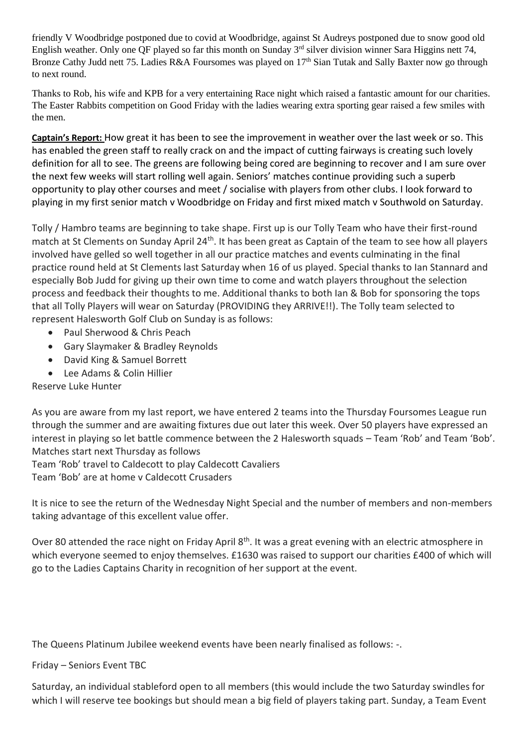friendly V Woodbridge postponed due to covid at Woodbridge, against St Audreys postponed due to snow good old English weather. Only one QF played so far this month on Sunday 3rd silver division winner Sara Higgins nett 74, Bronze Cathy Judd nett 75. Ladies R&A Foursomes was played on 17th Sian Tutak and Sally Baxter now go through to next round.

Thanks to Rob, his wife and KPB for a very entertaining Race night which raised a fantastic amount for our charities. The Easter Rabbits competition on Good Friday with the ladies wearing extra sporting gear raised a few smiles with the men.

**Captain's Report:** How great it has been to see the improvement in weather over the last week or so. This has enabled the green staff to really crack on and the impact of cutting fairways is creating such lovely definition for all to see. The greens are following being cored are beginning to recover and I am sure over the next few weeks will start rolling well again. Seniors' matches continue providing such a superb opportunity to play other courses and meet / socialise with players from other clubs. I look forward to playing in my first senior match v Woodbridge on Friday and first mixed match v Southwold on Saturday.

Tolly / Hambro teams are beginning to take shape. First up is our Tolly Team who have their first-round match at St Clements on Sunday April 24th. It has been great as Captain of the team to see how all players involved have gelled so well together in all our practice matches and events culminating in the final practice round held at St Clements last Saturday when 16 of us played. Special thanks to Ian Stannard and especially Bob Judd for giving up their own time to come and watch players throughout the selection process and feedback their thoughts to me. Additional thanks to both Ian & Bob for sponsoring the tops that all Tolly Players will wear on Saturday (PROVIDING they ARRIVE!!). The Tolly team selected to represent Halesworth Golf Club on Sunday is as follows:

- Paul Sherwood & Chris Peach
- Gary Slaymaker & Bradley Reynolds
- David King & Samuel Borrett
- Lee Adams & Colin Hillier

Reserve Luke Hunter

As you are aware from my last report, we have entered 2 teams into the Thursday Foursomes League run through the summer and are awaiting fixtures due out later this week. Over 50 players have expressed an interest in playing so let battle commence between the 2 Halesworth squads – Team 'Rob' and Team 'Bob'. Matches start next Thursday as follows

Team 'Rob' travel to Caldecott to play Caldecott Cavaliers

Team 'Bob' are at home v Caldecott Crusaders

It is nice to see the return of the Wednesday Night Special and the number of members and non-members taking advantage of this excellent value offer.

Over 80 attended the race night on Friday April 8th. It was a great evening with an electric atmosphere in which everyone seemed to enjoy themselves. £1630 was raised to support our charities £400 of which will go to the Ladies Captains Charity in recognition of her support at the event.

The Queens Platinum Jubilee weekend events have been nearly finalised as follows: -.

Friday – Seniors Event TBC

Saturday, an individual stableford open to all members (this would include the two Saturday swindles for which I will reserve tee bookings but should mean a big field of players taking part. Sunday, a Team Event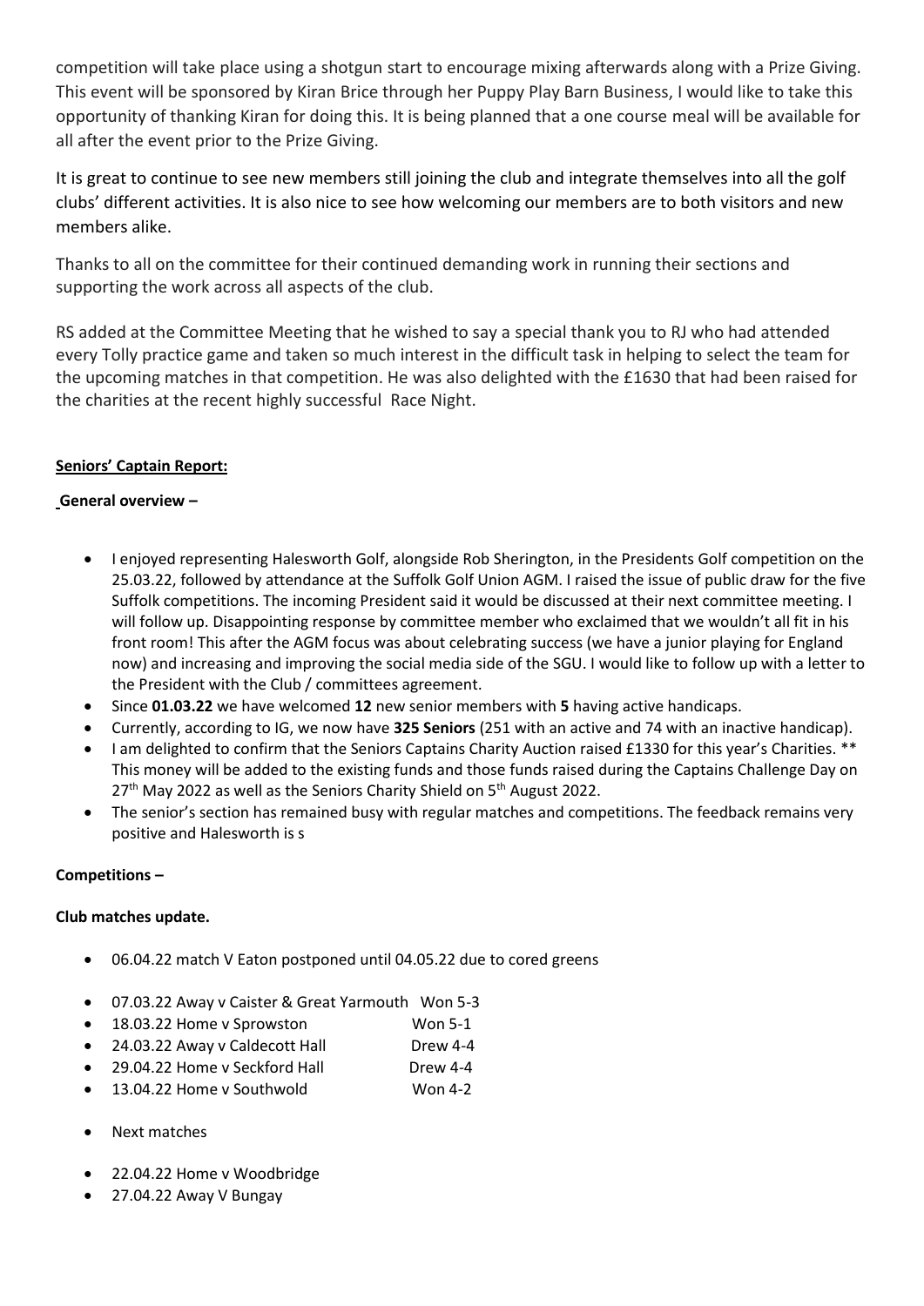competition will take place using a shotgun start to encourage mixing afterwards along with a Prize Giving. This event will be sponsored by Kiran Brice through her Puppy Play Barn Business, I would like to take this opportunity of thanking Kiran for doing this. It is being planned that a one course meal will be available for all after the event prior to the Prize Giving.

It is great to continue to see new members still joining the club and integrate themselves into all the golf clubs' different activities. It is also nice to see how welcoming our members are to both visitors and new members alike.

Thanks to all on the committee for their continued demanding work in running their sections and supporting the work across all aspects of the club.

RS added at the Committee Meeting that he wished to say a special thank you to RJ who had attended every Tolly practice game and taken so much interest in the difficult task in helping to select the team for the upcoming matches in that competition. He was also delighted with the £1630 that had been raised for the charities at the recent highly successful Race Night.

**Seniors' Captain Report:**

**General overview –**

- I enjoyed representing Halesworth Golf, alongside Rob Sherington, in the Presidents Golf competition on the 25.03.22, followed by attendance at the Suffolk Golf Union AGM. I raised the issue of public draw for the five Suffolk competitions. The incoming President said it would be discussed at their next committee meeting. I will follow up. Disappointing response by committee member who exclaimed that we wouldn't all fit in his front room! This after the AGM focus was about celebrating success (we have a junior playing for England now) and increasing and improving the social media side of the SGU. I would like to follow up with a letter to the President with the Club / committees agreement.
- Since **01.03.22** we have welcomed **12** new senior members with **5** having active handicaps.
- Currently, according to IG, we now have **325 Seniors** (251 with an active and 74 with an inactive handicap).
- I am delighted to confirm that the Seniors Captains Charity Auction raised £1330 for this year's Charities. ** This money will be added to the existing funds and those funds raised during the Captains Challenge Day on 27th May 2022 as well as the Seniors Charity Shield on 5th August 2022.
- The senior's section has remained busy with regular matches and competitions. The feedback remains very positive and Halesworth is s

**Competitions –**

**Club matches update.**

- 06.04.22 match V Eaton postponed until 04.05.22 due to cored greens

- 07.03.22 Away v Caister & Great Yarmouth Won 5-3
- 18.03.22 Home v Sprowston Won 5-1
- 24.03.22 Away v Caldecott Hall Drew 4-4
- 29.04.22 Home v Seckford Hall Drew 4-4
- 13.04.22 Home v Southwold Won 4-2

- Next matches

- 22.04.22 Home v Woodbridge
- 27.04.22 Away V Bungay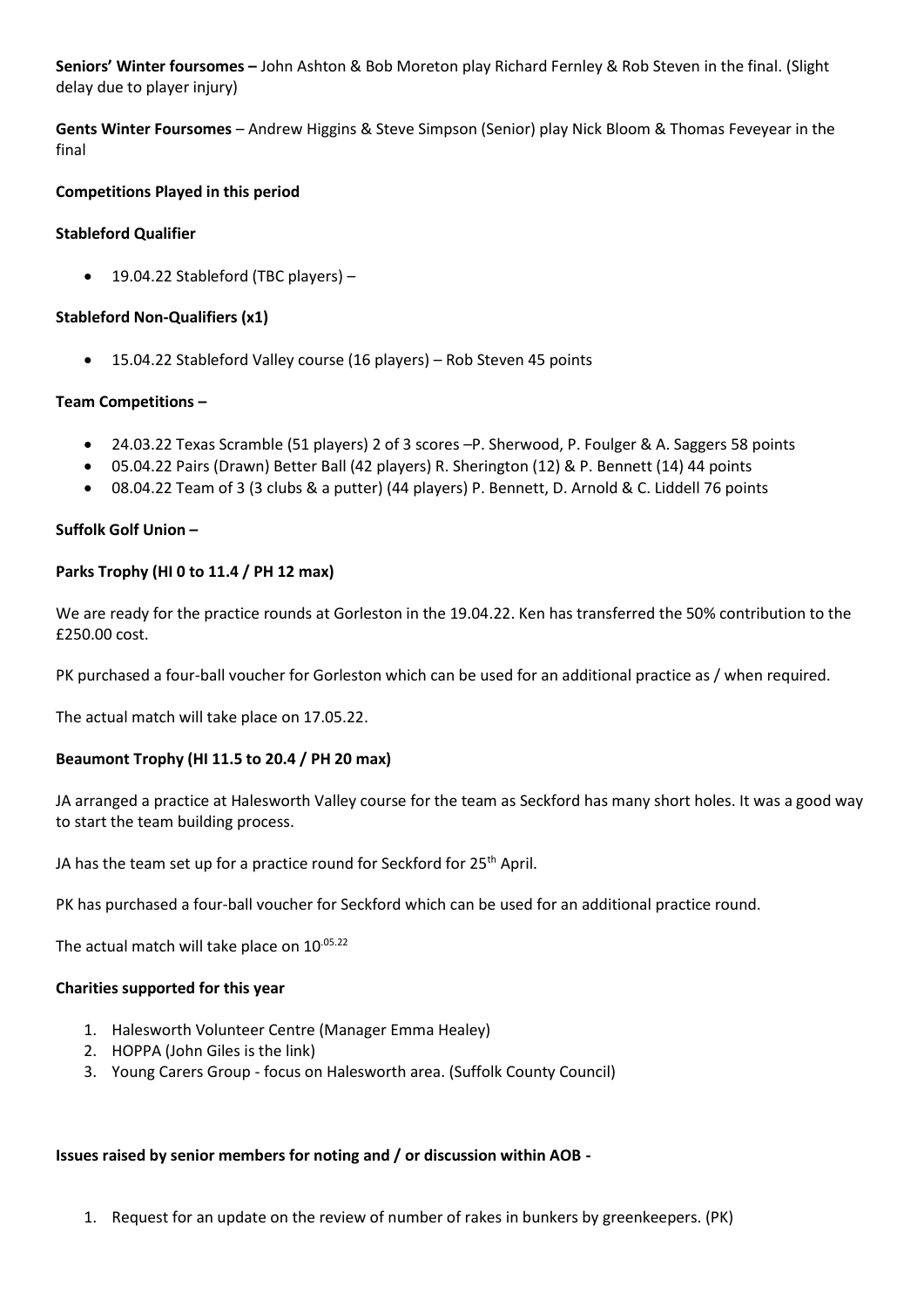**Seniors' Winter foursomes –** John Ashton & Bob Moreton play Richard Fernley & Rob Steven in the final. (Slight delay due to player injury)

**Gents Winter Foursomes** – Andrew Higgins & Steve Simpson (Senior) play Nick Bloom & Thomas Feveyear in the final

**Competitions Played in this period**

**Stableford Qualifier**

- 19.04.22 Stableford (TBC players) –

**Stableford Non-Qualifiers (x1)**

- 15.04.22 Stableford Valley course (16 players) – Rob Steven 45 points

**Team Competitions –**

- 24.03.22 Texas Scramble (51 players) 2 of 3 scores –P. Sherwood, P. Foulger & A. Saggers 58 points
- 05.04.22 Pairs (Drawn) Better Ball (42 players) R. Sherington (12) & P. Bennett (14) 44 points
- 08.04.22 Team of 3 (3 clubs & a putter) (44 players) P. Bennett, D. Arnold & C. Liddell 76 points

**Suffolk Golf Union –**

**Parks Trophy (HI 0 to 11.4 / PH 12 max)**

We are ready for the practice rounds at Gorleston in the 19.04.22. Ken has transferred the 50% contribution to the £250.00 cost.

PK purchased a four-ball voucher for Gorleston which can be used for an additional practice as / when required.

The actual match will take place on 17.05.22.

**Beaumont Trophy (HI 11.5 to 20.4 / PH 20 max)**

JA arranged a practice at Halesworth Valley course for the team as Seckford has many short holes. It was a good way to start the team building process.

JA has the team set up for a practice round for Seckford for 25th April.

PK has purchased a four-ball voucher for Seckford which can be used for an additional practice round.

The actual match will take place on 10.05.22

**Charities supported for this year**

1. Halesworth Volunteer Centre (Manager Emma Healey)
2. HOPPA (John Giles is the link)
3. Young Carers Group - focus on Halesworth area. (Suffolk County Council)

**Issues raised by senior members for noting and / or discussion within AOB -**

1. Request for an update on the review of number of rakes in bunkers by greenkeepers. (PK)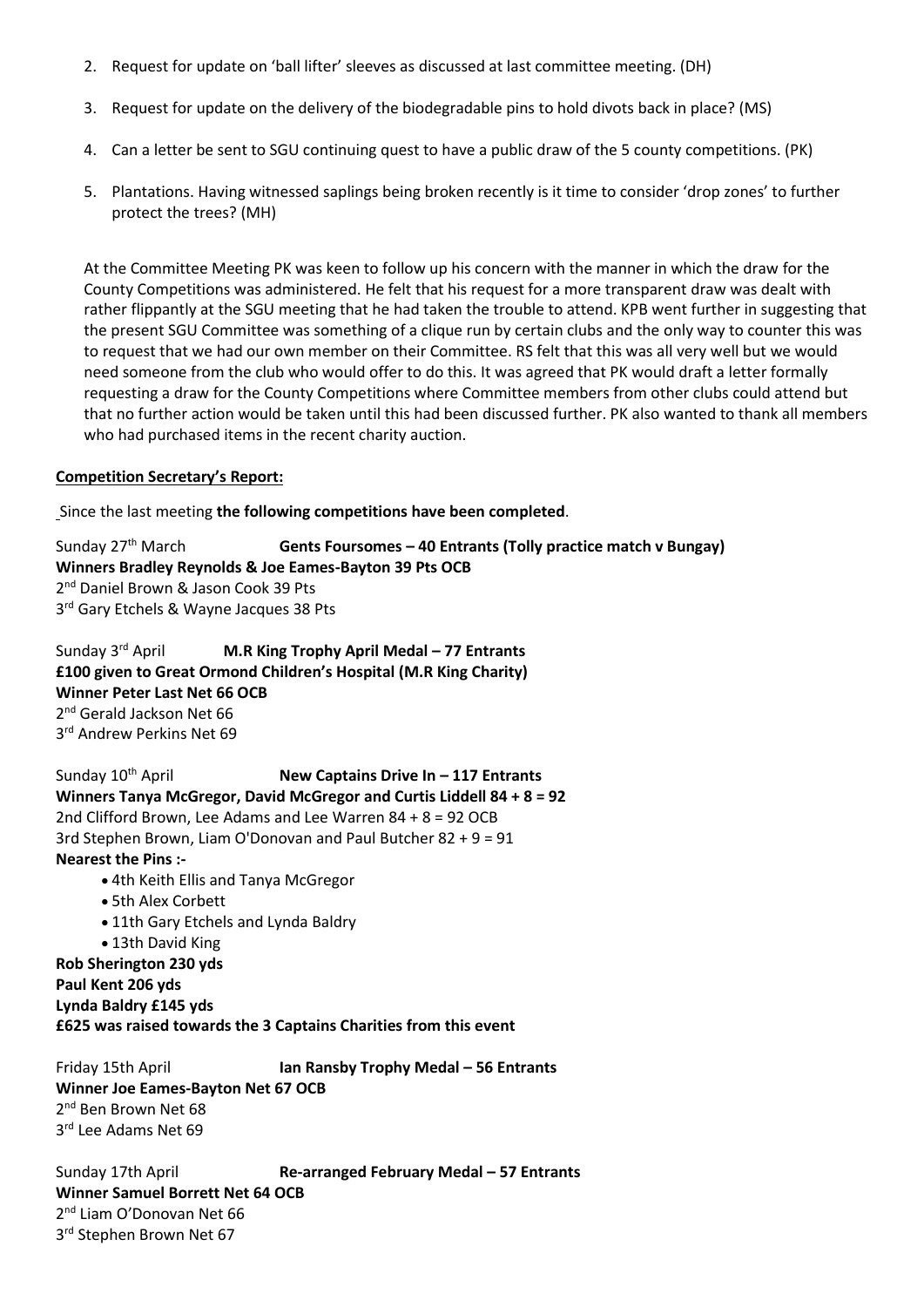2. Request for update on 'ball lifter' sleeves as discussed at last committee meeting. (DH)

3. Request for update on the delivery of the biodegradable pins to hold divots back in place? (MS)

4. Can a letter be sent to SGU continuing quest to have a public draw of the 5 county competitions. (PK)

5. Plantations. Having witnessed saplings being broken recently is it time to consider 'drop zones' to further protect the trees? (MH)

At the Committee Meeting PK was keen to follow up his concern with the manner in which the draw for the County Competitions was administered. He felt that his request for a more transparent draw was dealt with rather flippantly at the SGU meeting that he had taken the trouble to attend. KPB went further in suggesting that the present SGU Committee was something of a clique run by certain clubs and the only way to counter this was to request that we had our own member on their Committee. RS felt that this was all very well but we would need someone from the club who would offer to do this. It was agreed that PK would draft a letter formally requesting a draw for the County Competitions where Committee members from other clubs could attend but that no further action would be taken until this had been discussed further. PK also wanted to thank all members who had purchased items in the recent charity auction.

**Competition Secretary's Report:**

Since the last meeting **the following competitions have been completed**.

Sunday 27th March **Gents Foursomes – 40 Entrants (Tolly practice match v Bungay)**
**Winners Bradley Reynolds & Joe Eames-Bayton 39 Pts OCB**
2nd Daniel Brown & Jason Cook 39 Pts
3rd Gary Etchels & Wayne Jacques 38 Pts

Sunday 3rd April **M.R King Trophy April Medal – 77 Entrants**
**£100 given to Great Ormond Children's Hospital (M.R King Charity)**
**Winner Peter Last Net 66 OCB**
2nd Gerald Jackson Net 66
3rd Andrew Perkins Net 69

Sunday 10th April **New Captains Drive In – 117 Entrants**
**Winners Tanya McGregor, David McGregor and Curtis Liddell 84 + 8 = 92**
2nd Clifford Brown, Lee Adams and Lee Warren 84 + 8 = 92 OCB
3rd Stephen Brown, Liam O'Donovan and Paul Butcher 82 + 9 = 91
**Nearest the Pins :-**

- 4th Keith Ellis and Tanya McGregor
- 5th Alex Corbett
- 11th Gary Etchels and Lynda Baldry
- 13th David King

**Rob Sherington 230 yds**
**Paul Kent 206 yds**
**Lynda Baldry £145 yds**
**£625 was raised towards the 3 Captains Charities from this event**

Friday 15th April **Ian Ransby Trophy Medal – 56 Entrants**
**Winner Joe Eames-Bayton Net 67 OCB**
2nd Ben Brown Net 68
3rd Lee Adams Net 69

Sunday 17th April **Re-arranged February Medal – 57 Entrants**
**Winner Samuel Borrett Net 64 OCB**
2nd Liam O'Donovan Net 66
3rd Stephen Brown Net 67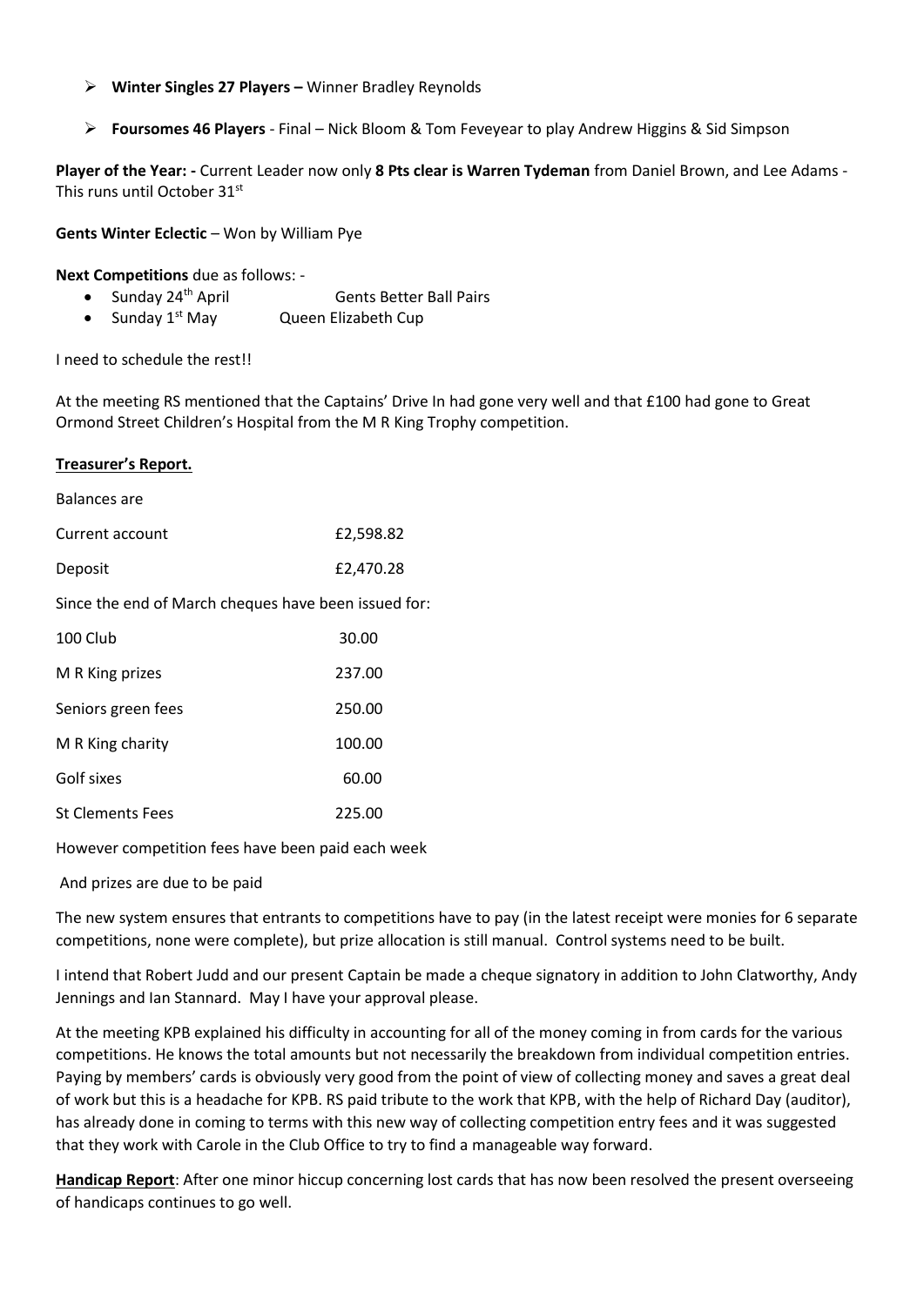- **Winter Singles 27 Players –** Winner Bradley Reynolds
- **Foursomes 46 Players** - Final – Nick Bloom & Tom Feveyear to play Andrew Higgins & Sid Simpson

**Player of the Year: -** Current Leader now only **8 Pts clear is Warren Tydeman** from Daniel Brown, and Lee Adams - This runs until October 31st

**Gents Winter Eclectic** – Won by William Pye

**Next Competitions** due as follows: -

- Sunday 24th April Gents Better Ball Pairs
- Sunday 1st May Queen Elizabeth Cup

I need to schedule the rest!!

At the meeting RS mentioned that the Captains' Drive In had gone very well and that £100 had gone to Great Ormond Street Children's Hospital from the M R King Trophy competition.

**Treasurer's Report.**

Balances are

| | |
|---|---|
| Current account | £2,598.82 |
| Deposit | £2,470.28 |

Since the end of March cheques have been issued for:

| | |
|---|---|
| 100 Club | 30.00 |
| M R King prizes | 237.00 |
| Seniors green fees | 250.00 |
| M R King charity | 100.00 |
| Golf sixes | 60.00 |
| St Clements Fees | 225.00 |

However competition fees have been paid each week

And prizes are due to be paid

The new system ensures that entrants to competitions have to pay (in the latest receipt were monies for 6 separate competitions, none were complete), but prize allocation is still manual. Control systems need to be built.

I intend that Robert Judd and our present Captain be made a cheque signatory in addition to John Clatworthy, Andy Jennings and Ian Stannard. May I have your approval please.

At the meeting KPB explained his difficulty in accounting for all of the money coming in from cards for the various competitions. He knows the total amounts but not necessarily the breakdown from individual competition entries. Paying by members' cards is obviously very good from the point of view of collecting money and saves a great deal of work but this is a headache for KPB. RS paid tribute to the work that KPB, with the help of Richard Day (auditor), has already done in coming to terms with this new way of collecting competition entry fees and it was suggested that they work with Carole in the Club Office to try to find a manageable way forward.

**Handicap Report**: After one minor hiccup concerning lost cards that has now been resolved the present overseeing of handicaps continues to go well.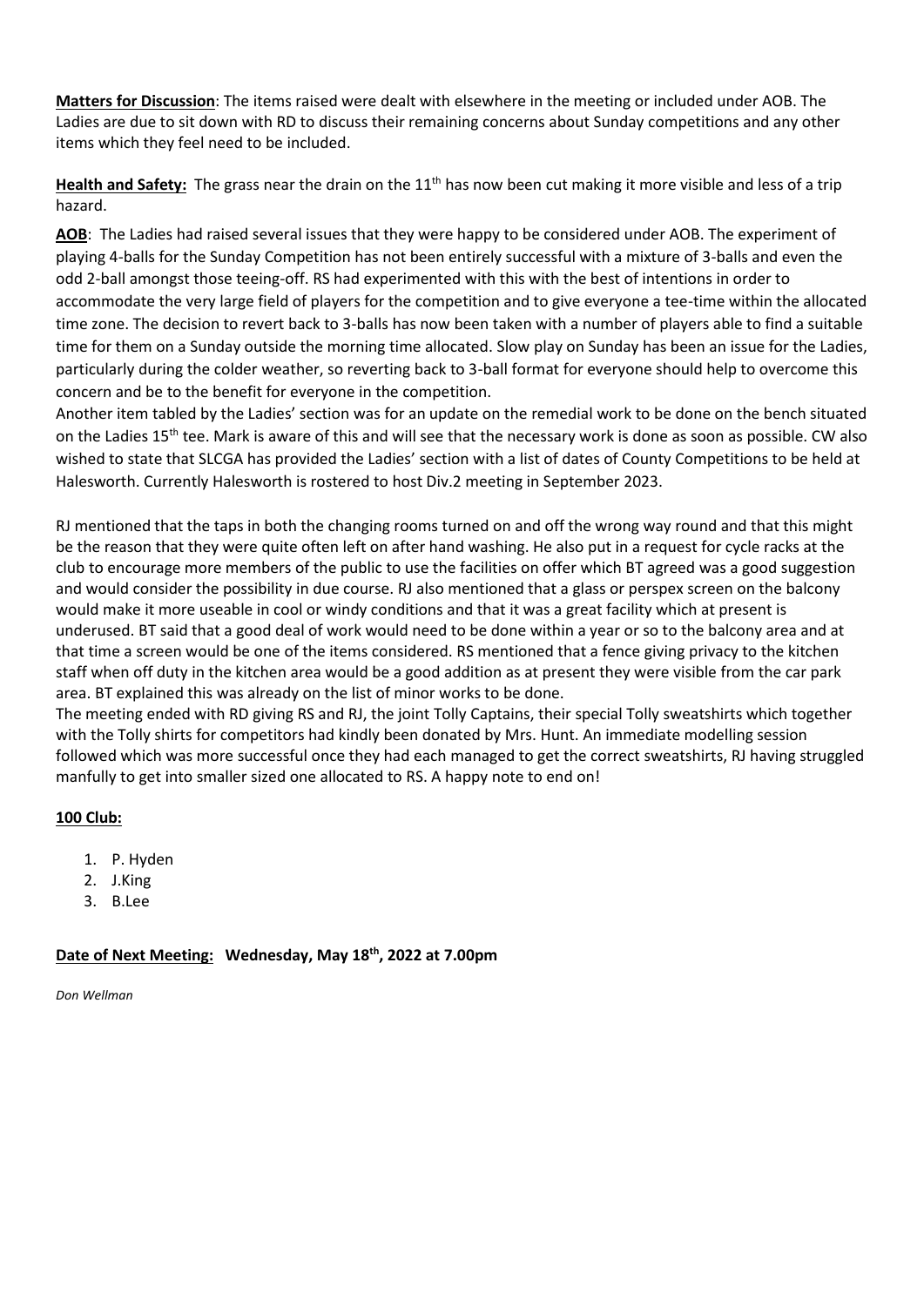**Matters for Discussion**: The items raised were dealt with elsewhere in the meeting or included under AOB. The Ladies are due to sit down with RD to discuss their remaining concerns about Sunday competitions and any other items which they feel need to be included.

**Health and Safety:** The grass near the drain on the 11th has now been cut making it more visible and less of a trip hazard.

**AOB**: The Ladies had raised several issues that they were happy to be considered under AOB. The experiment of playing 4-balls for the Sunday Competition has not been entirely successful with a mixture of 3-balls and even the odd 2-ball amongst those teeing-off. RS had experimented with this with the best of intentions in order to accommodate the very large field of players for the competition and to give everyone a tee-time within the allocated time zone. The decision to revert back to 3-balls has now been taken with a number of players able to find a suitable time for them on a Sunday outside the morning time allocated. Slow play on Sunday has been an issue for the Ladies, particularly during the colder weather, so reverting back to 3-ball format for everyone should help to overcome this concern and be to the benefit for everyone in the competition.

Another item tabled by the Ladies' section was for an update on the remedial work to be done on the bench situated on the Ladies 15th tee. Mark is aware of this and will see that the necessary work is done as soon as possible. CW also wished to state that SLCGA has provided the Ladies' section with a list of dates of County Competitions to be held at Halesworth. Currently Halesworth is rostered to host Div.2 meeting in September 2023.

RJ mentioned that the taps in both the changing rooms turned on and off the wrong way round and that this might be the reason that they were quite often left on after hand washing. He also put in a request for cycle racks at the club to encourage more members of the public to use the facilities on offer which BT agreed was a good suggestion and would consider the possibility in due course. RJ also mentioned that a glass or perspex screen on the balcony would make it more useable in cool or windy conditions and that it was a great facility which at present is underused. BT said that a good deal of work would need to be done within a year or so to the balcony area and at that time a screen would be one of the items considered. RS mentioned that a fence giving privacy to the kitchen staff when off duty in the kitchen area would be a good addition as at present they were visible from the car park area. BT explained this was already on the list of minor works to be done.

The meeting ended with RD giving RS and RJ, the joint Tolly Captains, their special Tolly sweatshirts which together with the Tolly shirts for competitors had kindly been donated by Mrs. Hunt. An immediate modelling session followed which was more successful once they had each managed to get the correct sweatshirts, RJ having struggled manfully to get into smaller sized one allocated to RS. A happy note to end on!

**100 Club:**

1. P. Hyden
2. J.King
3. B.Lee

**Date of Next Meeting: Wednesday, May 18th, 2022 at 7.00pm**

*Don Wellman*